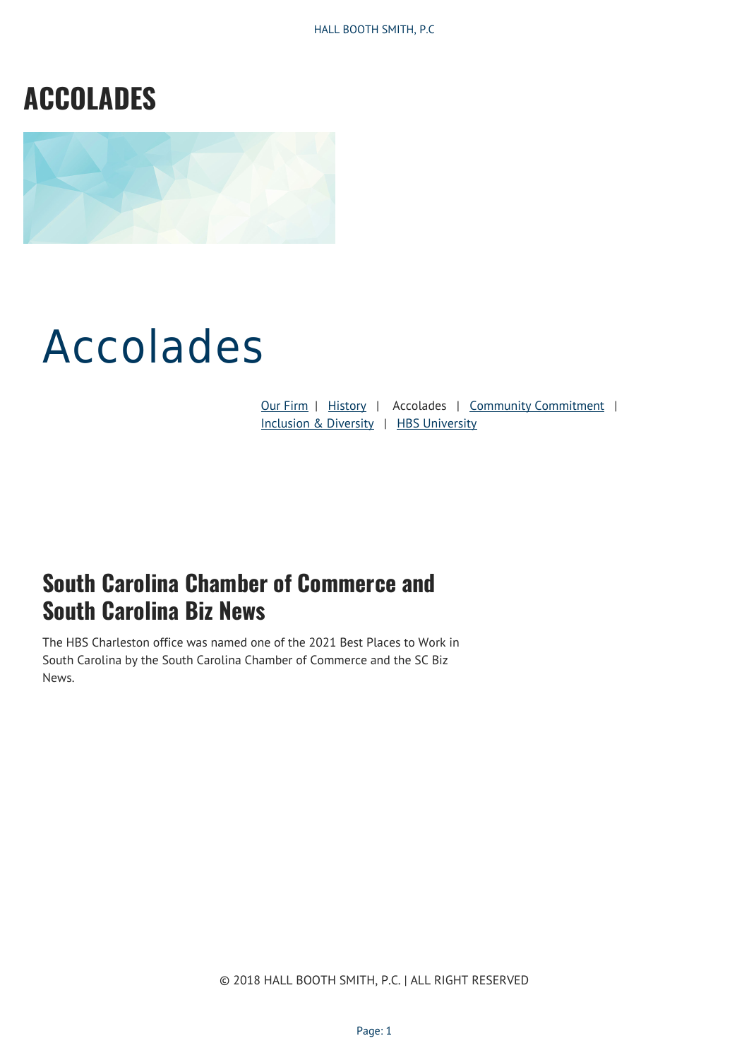# ACCOLADES

# Accolades

Our Firm | History | Accolades | Community Commitment | Inclusion & Diversity | HBS University

## South Carolina Chamber of Commerce and South Carolina Biz News

The HBS Charleston office was named one of the 2021 Best Places to Work in South Carolina by the South Carolina Chamber of Commerce and the SC Biz News.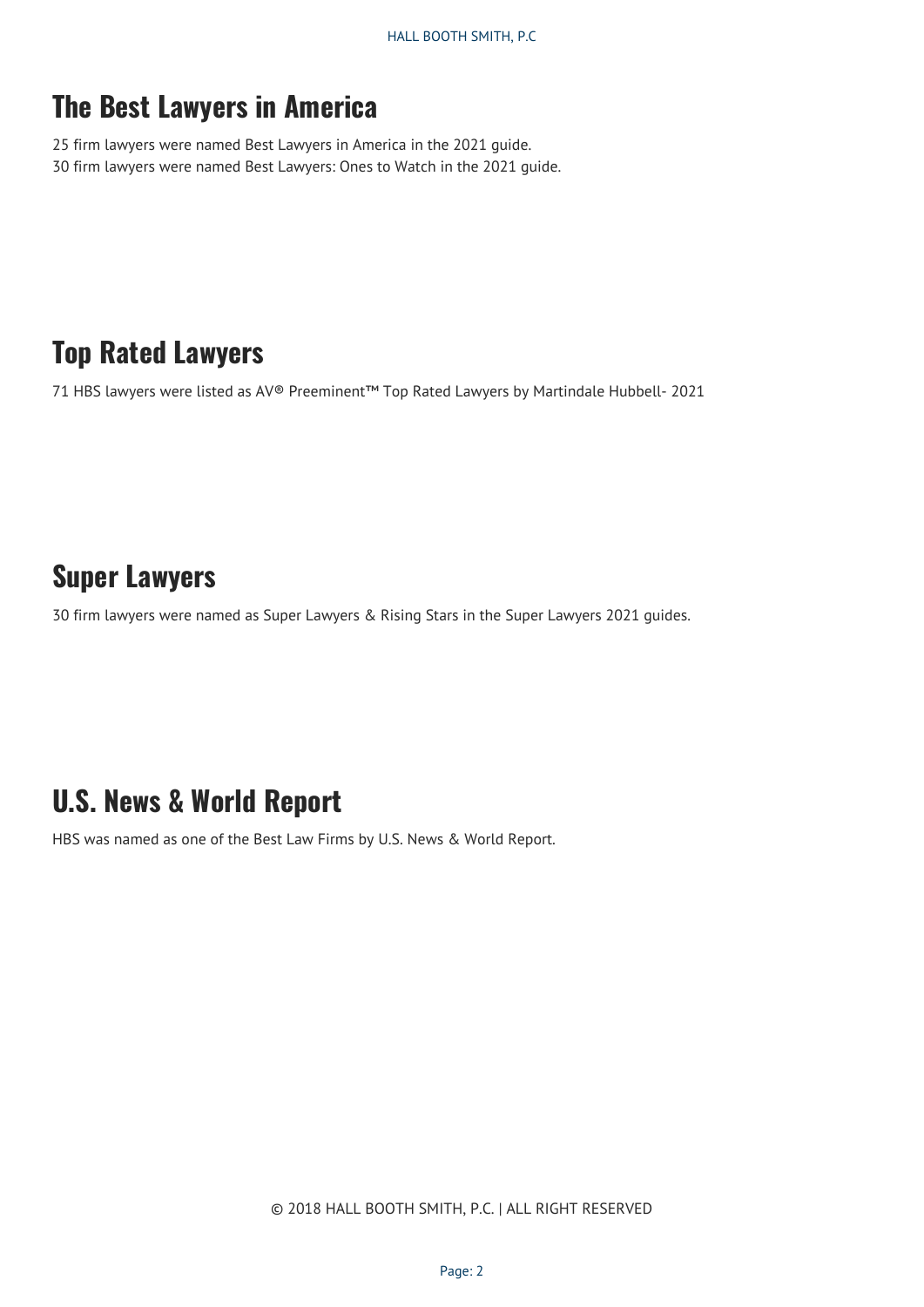## The Best Lawyers in America

25 firm lawyers were named Best Lawyers in America in the 2021 guide.
30 firm lawyers were named Best Lawyers: Ones to Watch in the 2021 guide.

## Top Rated Lawyers

71 HBS lawyers were listed as AV® Preeminent™ Top Rated Lawyers by Martindale Hubbell- 2021

## Super Lawyers

30 firm lawyers were named as Super Lawyers & Rising Stars in the Super Lawyers 2021 guides.

## U.S. News & World Report

HBS was named as one of the Best Law Firms by U.S. News & World Report.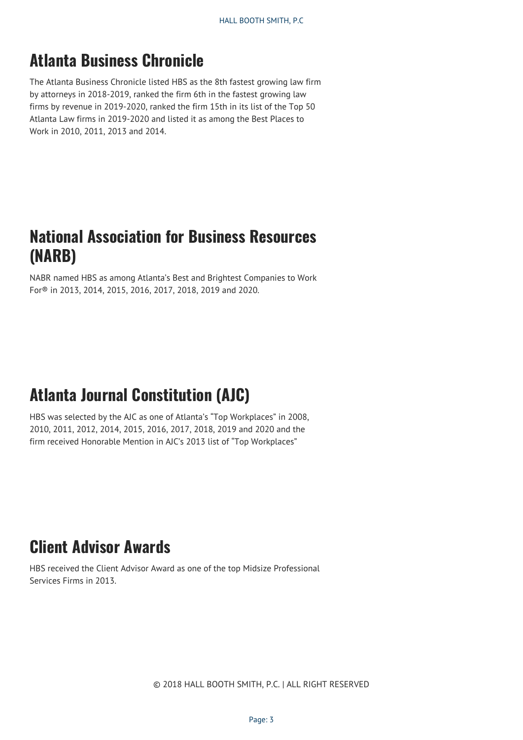## Atlanta Business Chronicle

The Atlanta Business Chronicle listed HBS as the 8th fastest growing law firm by attorneys in 2018-2019, ranked the firm 6th in the fastest growing law firms by revenue in 2019-2020, ranked the firm 15th in its list of the Top 50 Atlanta Law firms in 2019-2020 and listed it as among the Best Places to Work in 2010, 2011, 2013 and 2014.

## National Association for Business Resources (NARB)

NABR named HBS as among Atlanta's Best and Brightest Companies to Work For® in 2013, 2014, 2015, 2016, 2017, 2018, 2019 and 2020.

## Atlanta Journal Constitution (AJC)

HBS was selected by the AJC as one of Atlanta's "Top Workplaces" in 2008, 2010, 2011, 2012, 2014, 2015, 2016, 2017, 2018, 2019 and 2020 and the firm received Honorable Mention in AJC's 2013 list of "Top Workplaces"

## Client Advisor Awards

HBS received the Client Advisor Award as one of the top Midsize Professional Services Firms in 2013.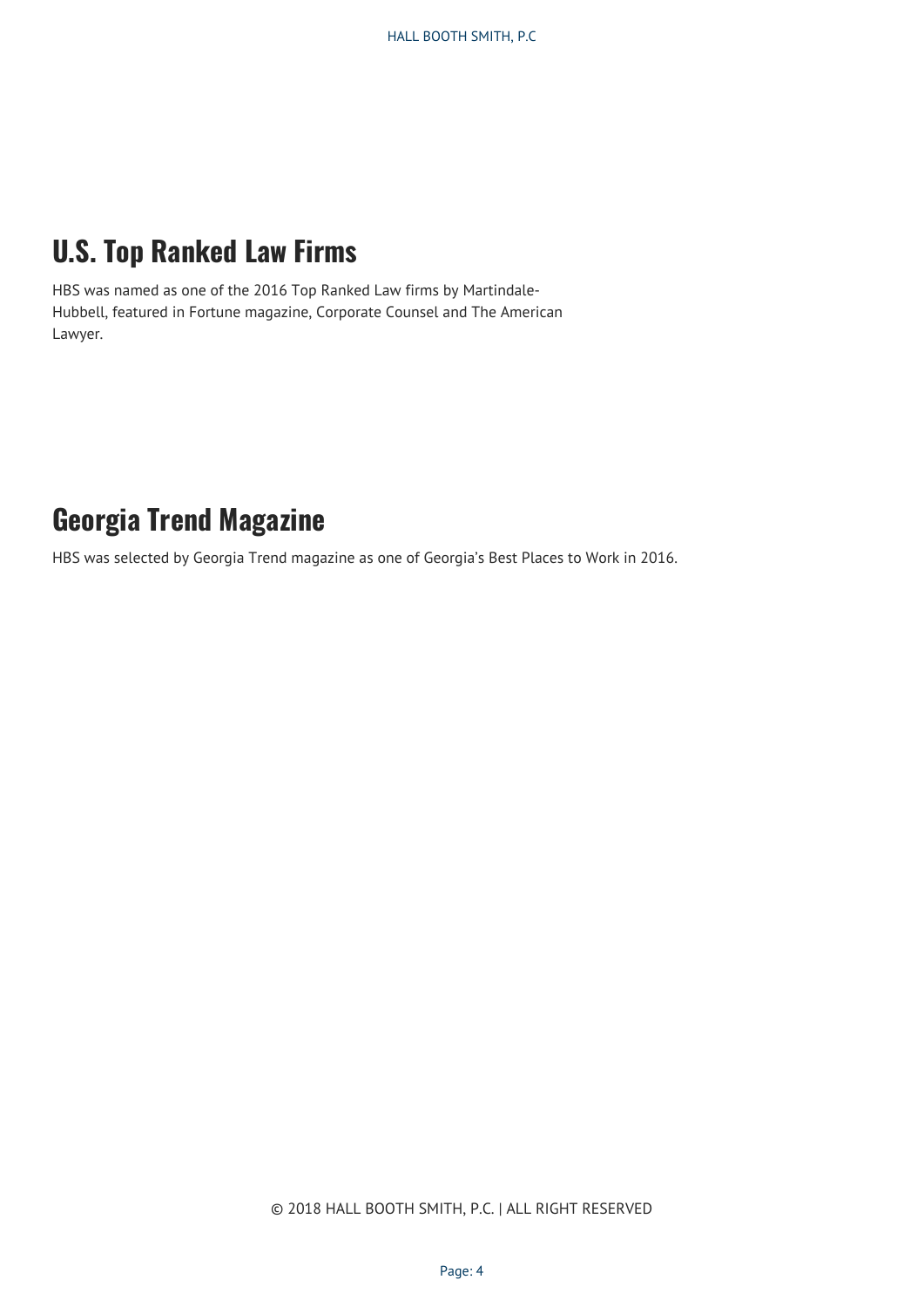## U.S. Top Ranked Law Firms

HBS was named as one of the 2016 Top Ranked Law firms by Martindale-Hubbell, featured in Fortune magazine, Corporate Counsel and The American Lawyer.

## Georgia Trend Magazine

HBS was selected by Georgia Trend magazine as one of Georgia's Best Places to Work in 2016.

© 2018 HALL BOOTH SMITH, P.C. | ALL RIGHT RESERVED